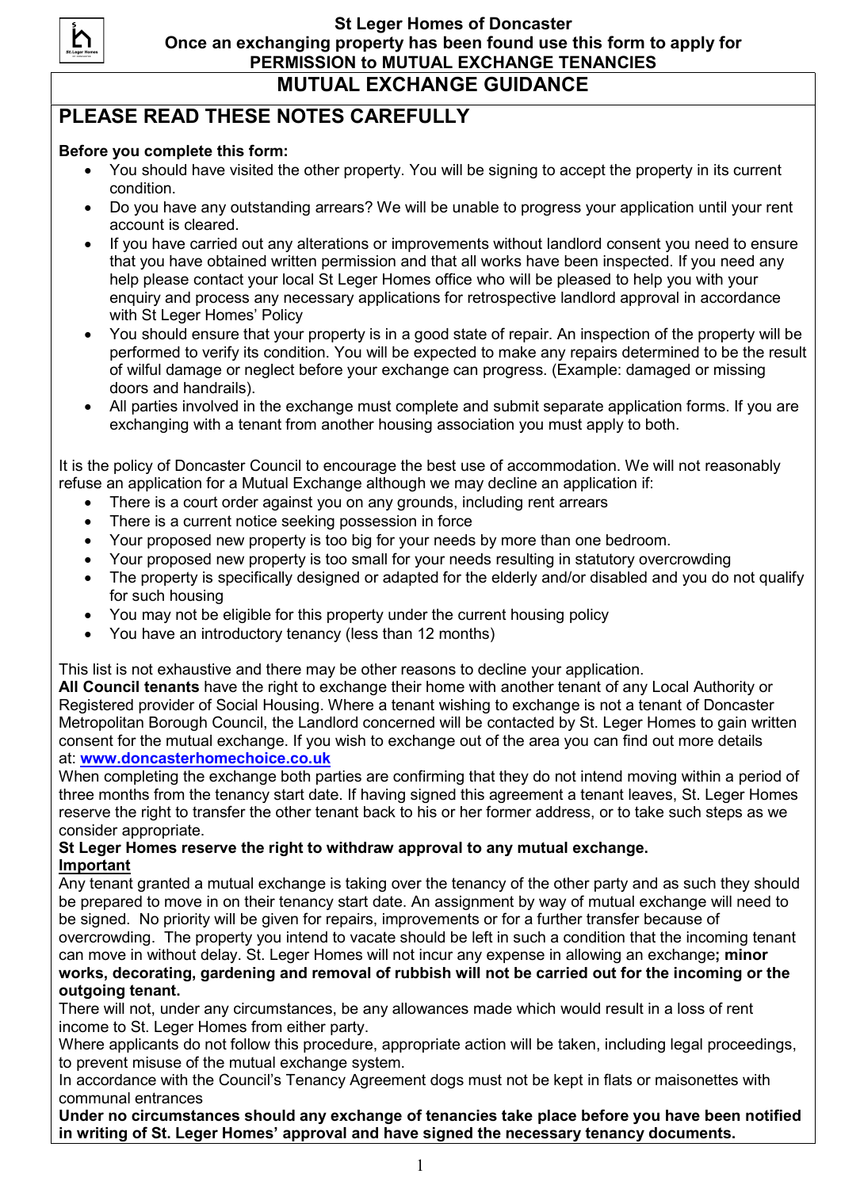**St Leger Homes of Doncaster**
**Once an exchanging property has been found use this form to apply for PERMISSION to MUTUAL EXCHANGE TENANCIES**

# MUTUAL EXCHANGE GUIDANCE

## PLEASE READ THESE NOTES CAREFULLY

**Before you complete this form:**

- You should have visited the other property. You will be signing to accept the property in its current condition.
- Do you have any outstanding arrears? We will be unable to progress your application until your rent account is cleared.
- If you have carried out any alterations or improvements without landlord consent you need to ensure that you have obtained written permission and that all works have been inspected. If you need any help please contact your local St Leger Homes office who will be pleased to help you with your enquiry and process any necessary applications for retrospective landlord approval in accordance with St Leger Homes' Policy
- You should ensure that your property is in a good state of repair. An inspection of the property will be performed to verify its condition. You will be expected to make any repairs determined to be the result of wilful damage or neglect before your exchange can progress. (Example: damaged or missing doors and handrails).
- All parties involved in the exchange must complete and submit separate application forms. If you are exchanging with a tenant from another housing association you must apply to both.

It is the policy of Doncaster Council to encourage the best use of accommodation. We will not reasonably refuse an application for a Mutual Exchange although we may decline an application if:

- There is a court order against you on any grounds, including rent arrears
- There is a current notice seeking possession in force
- Your proposed new property is too big for your needs by more than one bedroom.
- Your proposed new property is too small for your needs resulting in statutory overcrowding
- The property is specifically designed or adapted for the elderly and/or disabled and you do not qualify for such housing
- You may not be eligible for this property under the current housing policy
- You have an introductory tenancy (less than 12 months)

This list is not exhaustive and there may be other reasons to decline your application.

**All Council tenants** have the right to exchange their home with another tenant of any Local Authority or Registered provider of Social Housing. Where a tenant wishing to exchange is not a tenant of Doncaster Metropolitan Borough Council, the Landlord concerned will be contacted by St. Leger Homes to gain written consent for the mutual exchange. If you wish to exchange out of the area you can find out more details at: **[www.doncasterhomechoice.co.uk](http://www.doncasterhomechoice.co.uk)**

When completing the exchange both parties are confirming that they do not intend moving within a period of three months from the tenancy start date. If having signed this agreement a tenant leaves, St. Leger Homes reserve the right to transfer the other tenant back to his or her former address, or to take such steps as we consider appropriate.

**St Leger Homes reserve the right to withdraw approval to any mutual exchange.**

**<u>Important</u>**

Any tenant granted a mutual exchange is taking over the tenancy of the other party and as such they should be prepared to move in on their tenancy start date. An assignment by way of mutual exchange will need to be signed. No priority will be given for repairs, improvements or for a further transfer because of overcrowding. The property you intend to vacate should be left in such a condition that the incoming tenant can move in without delay. St. Leger Homes will not incur any expense in allowing an exchange**; minor works, decorating, gardening and removal of rubbish will not be carried out for the incoming or the outgoing tenant.**

There will not, under any circumstances, be any allowances made which would result in a loss of rent income to St. Leger Homes from either party.

Where applicants do not follow this procedure, appropriate action will be taken, including legal proceedings, to prevent misuse of the mutual exchange system.

In accordance with the Council's Tenancy Agreement dogs must not be kept in flats or maisonettes with communal entrances

**Under no circumstances should any exchange of tenancies take place before you have been notified in writing of St. Leger Homes' approval and have signed the necessary tenancy documents.**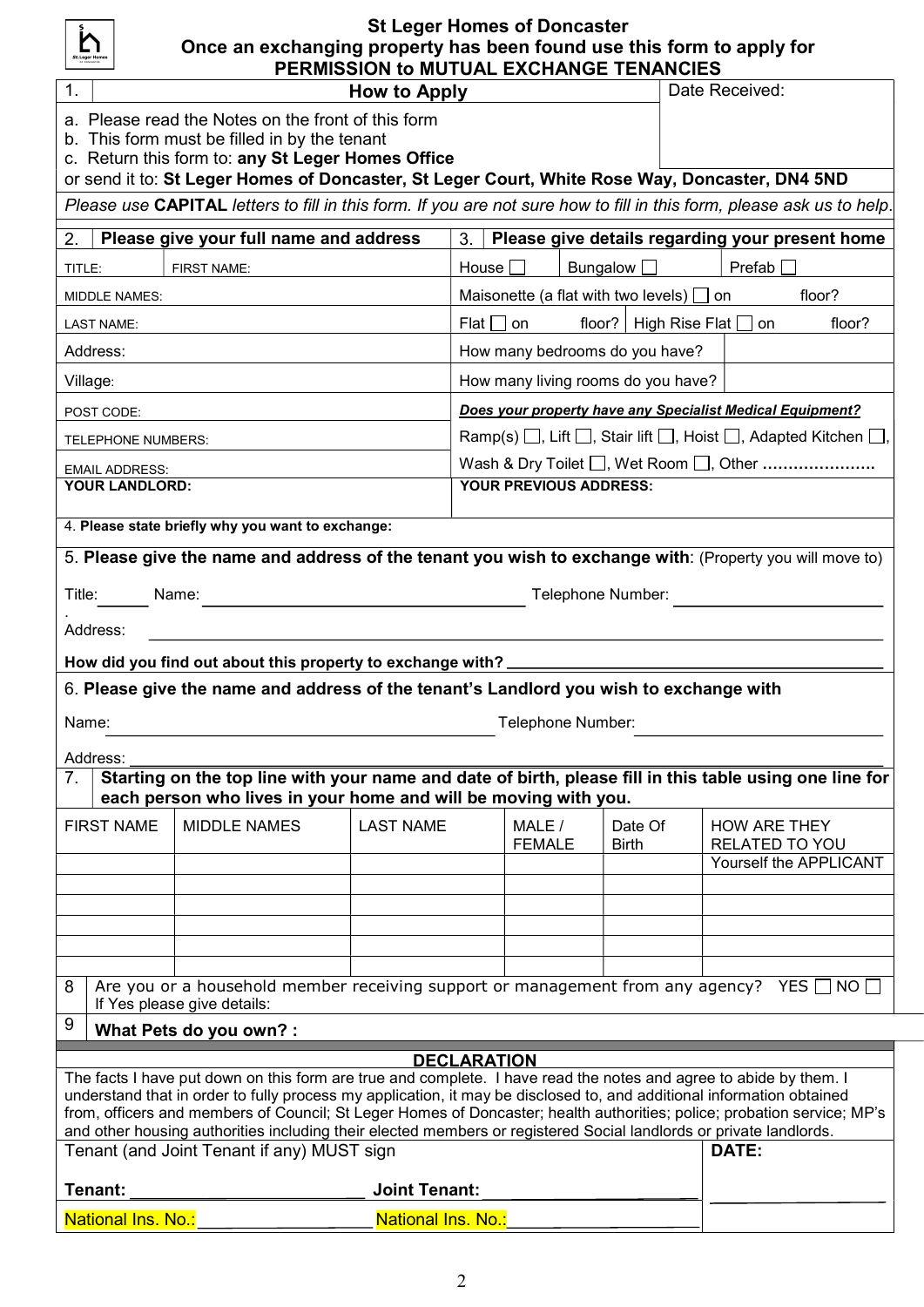# St Leger Homes of Doncaster
## Once an exchanging property has been found use this form to apply for PERMISSION to MUTUAL EXCHANGE TENANCIES

| 1. How to Apply | Date Received: |
|---|---|
| a. Please read the Notes on the front of this form<br>b. This form must be filled in by the tenant<br>c. Return this form to: **any St Leger Homes Office** | |

or send it to: **St Leger Homes of Doncaster, St Leger Court, White Rose Way, Doncaster, DN4 5ND**

*Please use **CAPITAL** letters to fill in this form. If you are not sure how to fill in this form, please ask us to help.*

| 2. **Please give your full name and address** | | 3. **Please give details regarding your present home** | |
|---|---|---|---|
| TITLE: | FIRST NAME: | House ☐ Bungalow ☐ Prefab ☐ | |
| MIDDLE NAMES: | | Maisonette (a flat with two levels) ☐ on floor? | |
| LAST NAME: | | Flat ☐ on floor? High Rise Flat ☐ on floor? | |
| Address: | | How many bedrooms do you have? | |
| Village: | | How many living rooms do you have? | |
| POST CODE: | | ***Does your property have any Specialist Medical Equipment?*** | |
| TELEPHONE NUMBERS: | | Ramp(s) ☐, Lift ☐, Stair lift ☐, Hoist ☐, Adapted Kitchen ☐, | |
| EMAIL ADDRESS: | | Wash & Dry Toilet ☐, Wet Room ☐, Other …………………. | |
| **YOUR LANDLORD:** | | **YOUR PREVIOUS ADDRESS:** | |

4. **Please state briefly why you want to exchange:**

5. **Please give the name and address of the tenant you wish to exchange with**: (Property you will move to)

Title: ______ Name: ______________________________ Telephone Number: ______________________

Address: ____________________________________________________________________

**How did you find out about this property to exchange with?** ____________________________________

6. **Please give the name and address of the tenant's Landlord you wish to exchange with**

Name: ______________________________ Telephone Number: ______________________

Address: ____________________________________________________________________

7. **Starting on the top line with your name and date of birth, please fill in this table using one line for each person who lives in your home and will be moving with you.**

| FIRST NAME | MIDDLE NAMES | LAST NAME | MALE / FEMALE | Date Of Birth | HOW ARE THEY RELATED TO YOU |
|---|---|---|---|---|---|
| | | | | | Yourself the APPLICANT |
| | | | | | |
| | | | | | |
| | | | | | |
| | | | | | |
| | | | | | |

8 Are you or a household member receiving support or management from any agency? YES ☐ NO ☐
If Yes please give details:

9 **What Pets do you own? :**

**DECLARATION**

The facts I have put down on this form are true and complete. I have read the notes and agree to abide by them. I understand that in order to fully process my application, it may be disclosed to, and additional information obtained from, officers and members of Council; St Leger Homes of Doncaster; health authorities; police; probation service; MP's and other housing authorities including their elected members or registered Social landlords or private landlords.

Tenant (and Joint Tenant if any) MUST sign

**Tenant:** ______________________ **Joint Tenant:** ______________________ **DATE:** ______________

National Ins. No.: ____________________ National Ins. No.: ____________________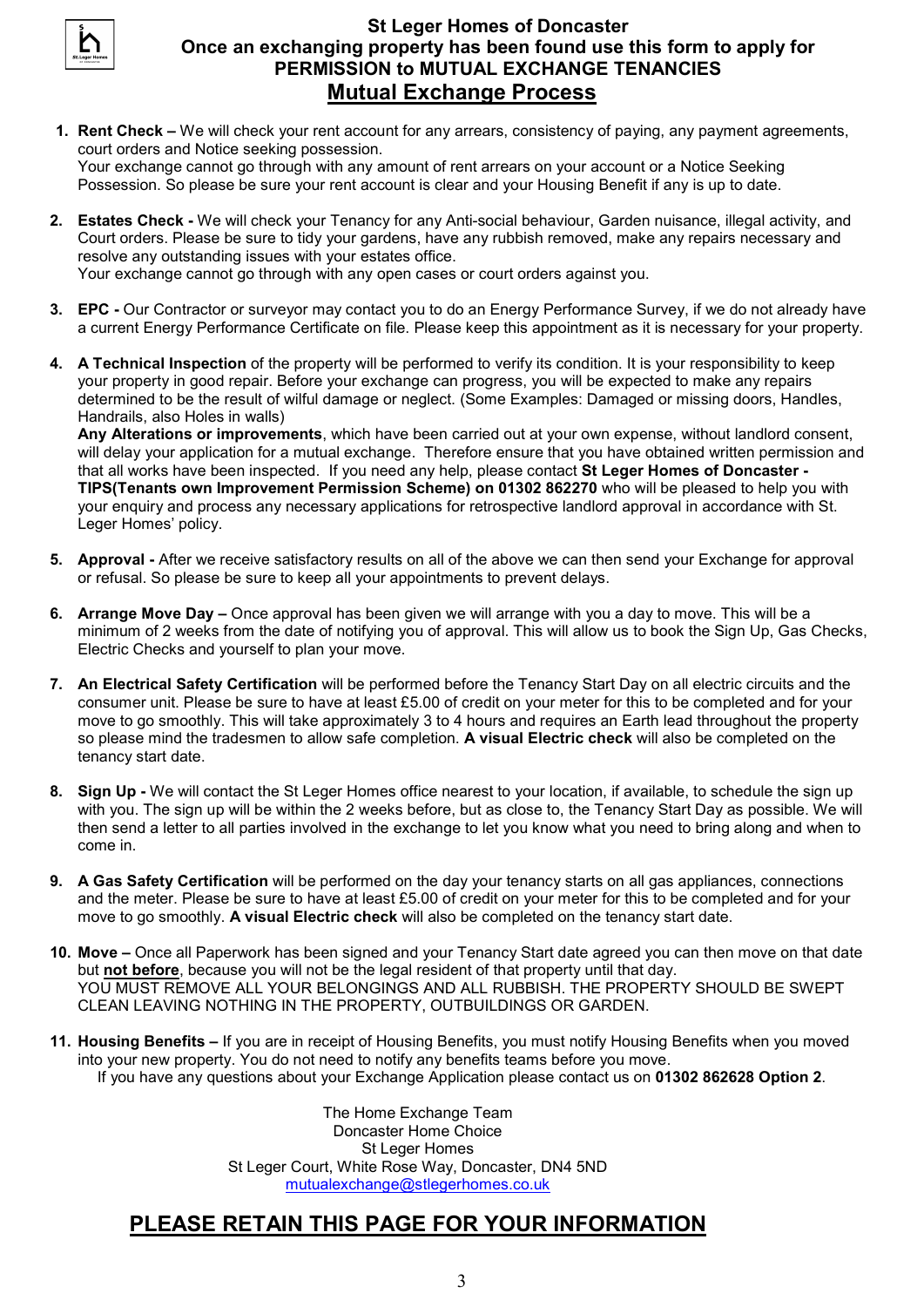**St Leger Homes of Doncaster**
**Once an exchanging property has been found use this form to apply for PERMISSION to MUTUAL EXCHANGE TENANCIES**

# Mutual Exchange Process

1. **Rent Check –** We will check your rent account for any arrears, consistency of paying, any payment agreements, court orders and Notice seeking possession.
   Your exchange cannot go through with any amount of rent arrears on your account or a Notice Seeking Possession. So please be sure your rent account is clear and your Housing Benefit if any is up to date.

2. **Estates Check -** We will check your Tenancy for any Anti-social behaviour, Garden nuisance, illegal activity, and Court orders. Please be sure to tidy your gardens, have any rubbish removed, make any repairs necessary and resolve any outstanding issues with your estates office.
   Your exchange cannot go through with any open cases or court orders against you.

3. **EPC -** Our Contractor or surveyor may contact you to do an Energy Performance Survey, if we do not already have a current Energy Performance Certificate on file. Please keep this appointment as it is necessary for your property.

4. **A Technical Inspection** of the property will be performed to verify its condition. It is your responsibility to keep your property in good repair. Before your exchange can progress, you will be expected to make any repairs determined to be the result of wilful damage or neglect. (Some Examples: Damaged or missing doors, Handles, Handrails, also Holes in walls)
   **Any Alterations or improvements**, which have been carried out at your own expense, without landlord consent, will delay your application for a mutual exchange. Therefore ensure that you have obtained written permission and that all works have been inspected. If you need any help, please contact **St Leger Homes of Doncaster - TIPS(Tenants own Improvement Permission Scheme) on 01302 862270** who will be pleased to help you with your enquiry and process any necessary applications for retrospective landlord approval in accordance with St. Leger Homes' policy.

5. **Approval -** After we receive satisfactory results on all of the above we can then send your Exchange for approval or refusal. So please be sure to keep all your appointments to prevent delays.

6. **Arrange Move Day –** Once approval has been given we will arrange with you a day to move. This will be a minimum of 2 weeks from the date of notifying you of approval. This will allow us to book the Sign Up, Gas Checks, Electric Checks and yourself to plan your move.

7. **An Electrical Safety Certification** will be performed before the Tenancy Start Day on all electric circuits and the consumer unit. Please be sure to have at least £5.00 of credit on your meter for this to be completed and for your move to go smoothly. This will take approximately 3 to 4 hours and requires an Earth lead throughout the property so please mind the tradesmen to allow safe completion. **A visual Electric check** will also be completed on the tenancy start date.

8. **Sign Up -** We will contact the St Leger Homes office nearest to your location, if available, to schedule the sign up with you. The sign up will be within the 2 weeks before, but as close to, the Tenancy Start Day as possible. We will then send a letter to all parties involved in the exchange to let you know what you need to bring along and when to come in.

9. **A Gas Safety Certification** will be performed on the day your tenancy starts on all gas appliances, connections and the meter. Please be sure to have at least £5.00 of credit on your meter for this to be completed and for your move to go smoothly. **A visual Electric check** will also be completed on the tenancy start date.

10. **Move –** Once all Paperwork has been signed and your Tenancy Start date agreed you can then move on that date but **<u>not before</u>**, because you will not be the legal resident of that property until that day.
    YOU MUST REMOVE ALL YOUR BELONGINGS AND ALL RUBBISH. THE PROPERTY SHOULD BE SWEPT CLEAN LEAVING NOTHING IN THE PROPERTY, OUTBUILDINGS OR GARDEN.

11. **Housing Benefits –** If you are in receipt of Housing Benefits, you must notify Housing Benefits when you moved into your new property. You do not need to notify any benefits teams before you move.
    If you have any questions about your Exchange Application please contact us on **01302 862628 Option 2**.

The Home Exchange Team
Doncaster Home Choice
St Leger Homes
St Leger Court, White Rose Way, Doncaster, DN4 5ND
mutualexchange@stlegerhomes.co.uk

## PLEASE RETAIN THIS PAGE FOR YOUR INFORMATION